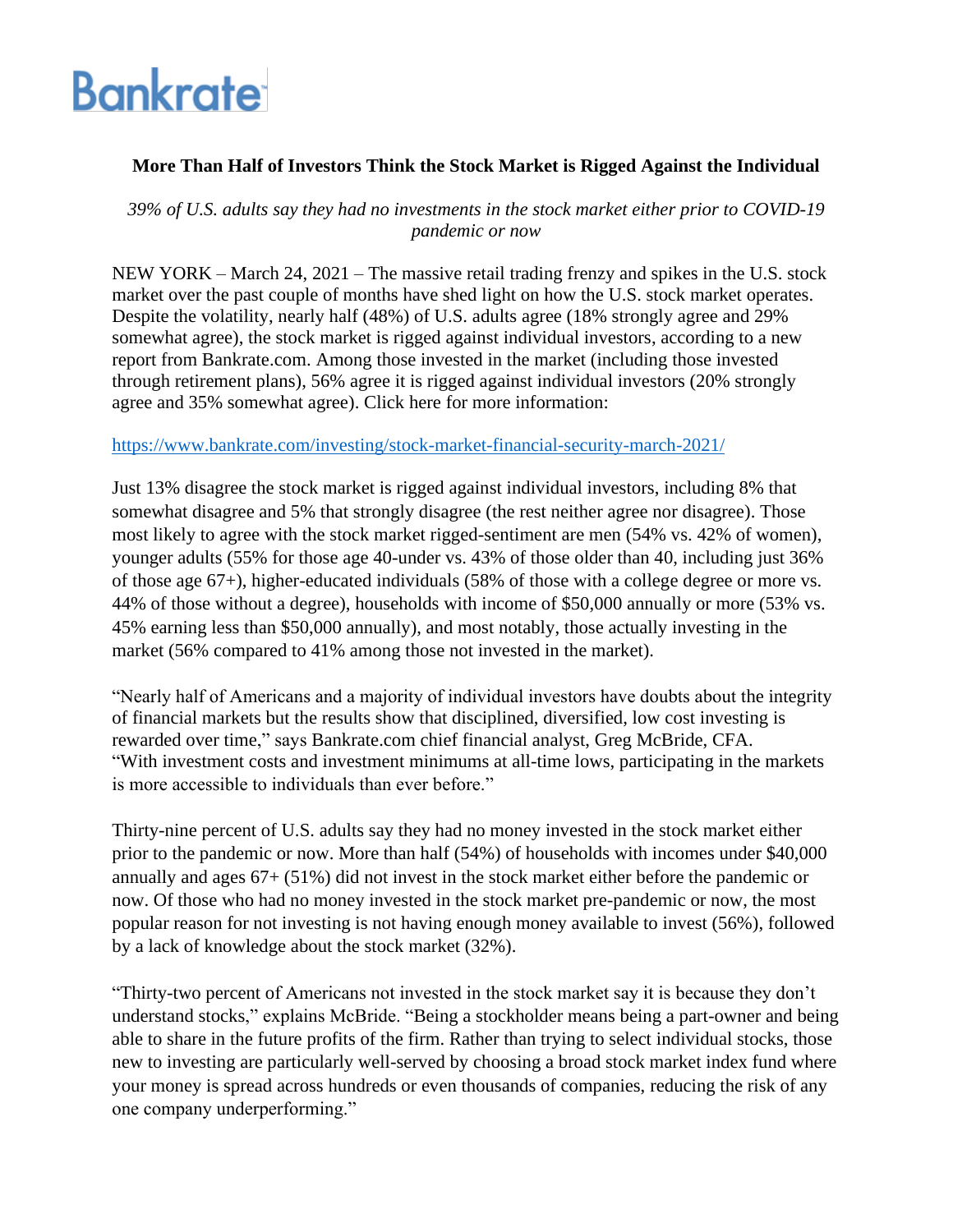Bankrate

**More Than Half of Investors Think the Stock Market is Rigged Against the Individual**

*39% of U.S. adults say they had no investments in the stock market either prior to COVID-19 pandemic or now*

NEW YORK – March 24, 2021 – The massive retail trading frenzy and spikes in the U.S. stock market over the past couple of months have shed light on how the U.S. stock market operates. Despite the volatility, nearly half (48%) of U.S. adults agree (18% strongly agree and 29% somewhat agree), the stock market is rigged against individual investors, according to a new report from Bankrate.com. Among those invested in the market (including those invested through retirement plans), 56% agree it is rigged against individual investors (20% strongly agree and 35% somewhat agree). Click here for more information:

https://www.bankrate.com/investing/stock-market-financial-security-march-2021/

Just 13% disagree the stock market is rigged against individual investors, including 8% that somewhat disagree and 5% that strongly disagree (the rest neither agree nor disagree). Those most likely to agree with the stock market rigged-sentiment are men (54% vs. 42% of women), younger adults (55% for those age 40-under vs. 43% of those older than 40, including just 36% of those age 67+), higher-educated individuals (58% of those with a college degree or more vs. 44% of those without a degree), households with income of $50,000 annually or more (53% vs. 45% earning less than $50,000 annually), and most notably, those actually investing in the market (56% compared to 41% among those not invested in the market).

"Nearly half of Americans and a majority of individual investors have doubts about the integrity of financial markets but the results show that disciplined, diversified, low cost investing is rewarded over time," says Bankrate.com chief financial analyst, Greg McBride, CFA. "With investment costs and investment minimums at all-time lows, participating in the markets is more accessible to individuals than ever before."

Thirty-nine percent of U.S. adults say they had no money invested in the stock market either prior to the pandemic or now. More than half (54%) of households with incomes under $40,000 annually and ages 67+ (51%) did not invest in the stock market either before the pandemic or now. Of those who had no money invested in the stock market pre-pandemic or now, the most popular reason for not investing is not having enough money available to invest (56%), followed by a lack of knowledge about the stock market (32%).

"Thirty-two percent of Americans not invested in the stock market say it is because they don't understand stocks," explains McBride. "Being a stockholder means being a part-owner and being able to share in the future profits of the firm. Rather than trying to select individual stocks, those new to investing are particularly well-served by choosing a broad stock market index fund where your money is spread across hundreds or even thousands of companies, reducing the risk of any one company underperforming."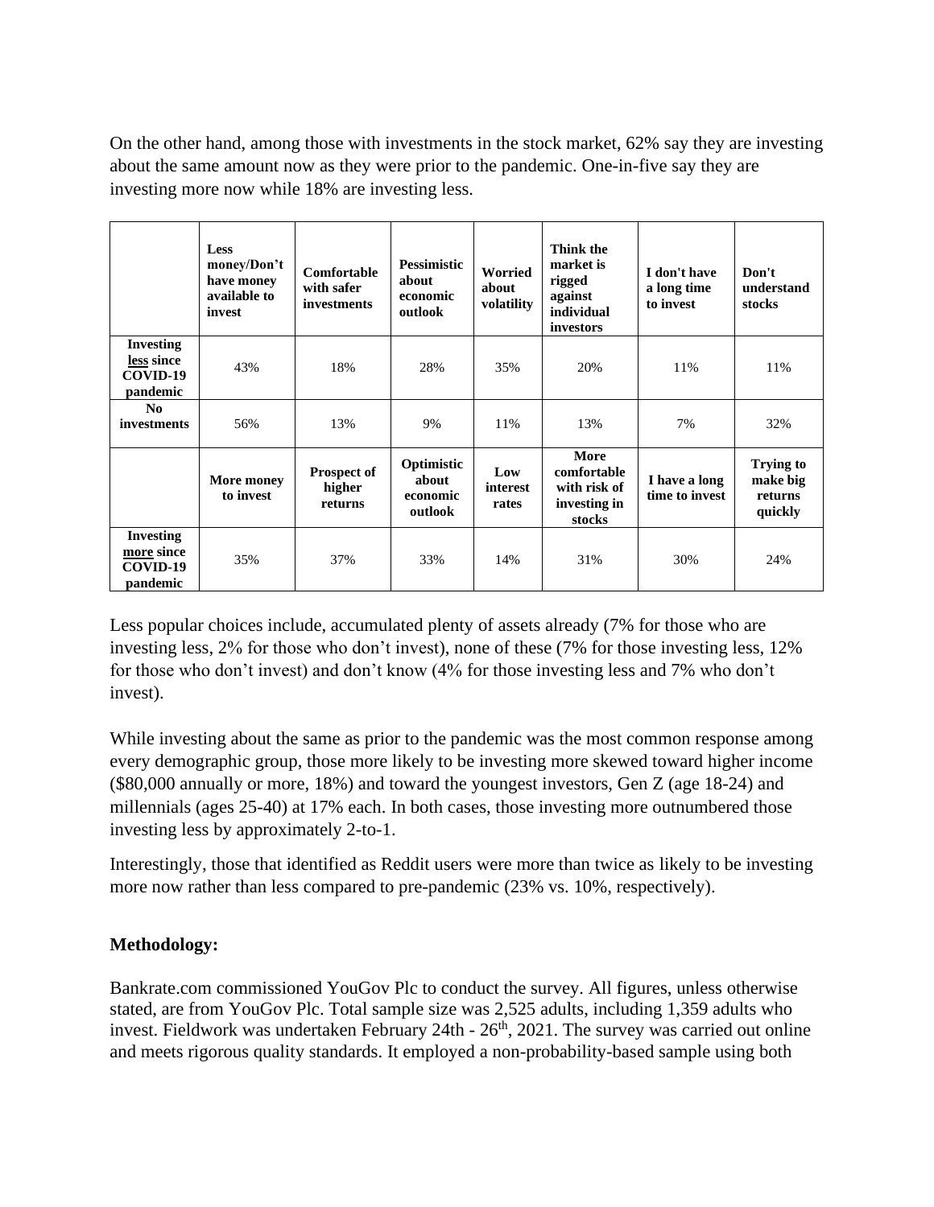On the other hand, among those with investments in the stock market, 62% say they are investing about the same amount now as they were prior to the pandemic. One-in-five say they are investing more now while 18% are investing less.

| | **Less money/Don't have money available to invest** | **Comfortable with safer investments** | **Pessimistic about economic outlook** | **Worried about volatility** | **Think the market is rigged against individual investors** | **I don't have a long time to invest** | **Don't understand stocks** |
|---|---|---|---|---|---|---|---|
| **Investing <u>less</u> since COVID-19 pandemic** | 43% | 18% | 28% | 35% | 20% | 11% | 11% |
| **No investments** | 56% | 13% | 9% | 11% | 13% | 7% | 32% |
| | **More money to invest** | **Prospect of higher returns** | **Optimistic about economic outlook** | **Low interest rates** | **More comfortable with risk of investing in stocks** | **I have a long time to invest** | **Trying to make big returns quickly** |
| **Investing <u>more</u> since COVID-19 pandemic** | 35% | 37% | 33% | 14% | 31% | 30% | 24% |

Less popular choices include, accumulated plenty of assets already (7% for those who are investing less, 2% for those who don't invest), none of these (7% for those investing less, 12% for those who don't invest) and don't know (4% for those investing less and 7% who don't invest).

While investing about the same as prior to the pandemic was the most common response among every demographic group, those more likely to be investing more skewed toward higher income ($80,000 annually or more, 18%) and toward the youngest investors, Gen Z (age 18-24) and millennials (ages 25-40) at 17% each. In both cases, those investing more outnumbered those investing less by approximately 2-to-1.

Interestingly, those that identified as Reddit users were more than twice as likely to be investing more now rather than less compared to pre-pandemic (23% vs. 10%, respectively).

**Methodology:**

Bankrate.com commissioned YouGov Plc to conduct the survey. All figures, unless otherwise stated, are from YouGov Plc. Total sample size was 2,525 adults, including 1,359 adults who invest. Fieldwork was undertaken February 24th - 26th, 2021. The survey was carried out online and meets rigorous quality standards. It employed a non-probability-based sample using both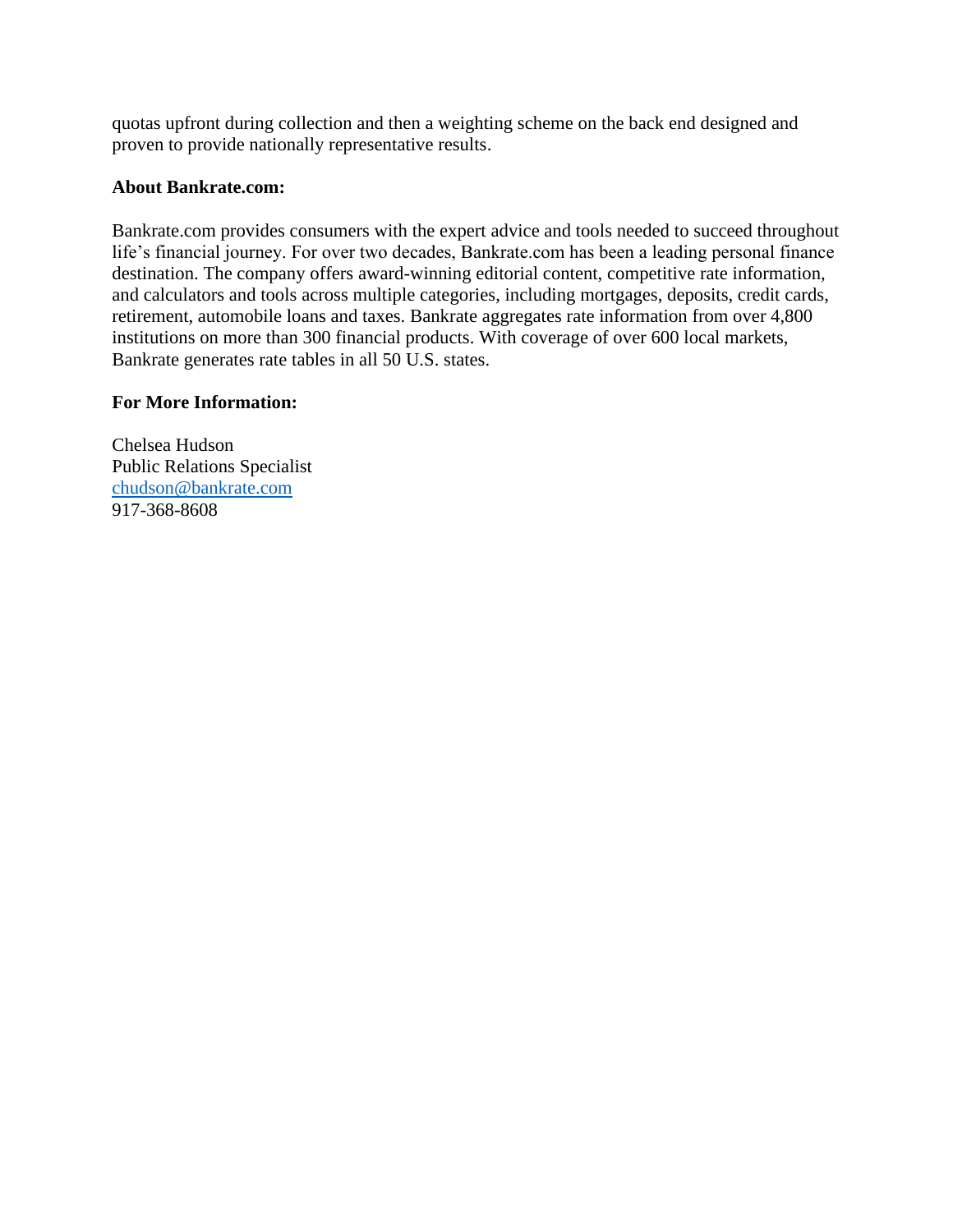quotas upfront during collection and then a weighting scheme on the back end designed and proven to provide nationally representative results.

**About Bankrate.com:**

Bankrate.com provides consumers with the expert advice and tools needed to succeed throughout life's financial journey. For over two decades, Bankrate.com has been a leading personal finance destination. The company offers award-winning editorial content, competitive rate information, and calculators and tools across multiple categories, including mortgages, deposits, credit cards, retirement, automobile loans and taxes. Bankrate aggregates rate information from over 4,800 institutions on more than 300 financial products. With coverage of over 600 local markets, Bankrate generates rate tables in all 50 U.S. states.

**For More Information:**

Chelsea Hudson
Public Relations Specialist
chudson@bankrate.com
917-368-8608